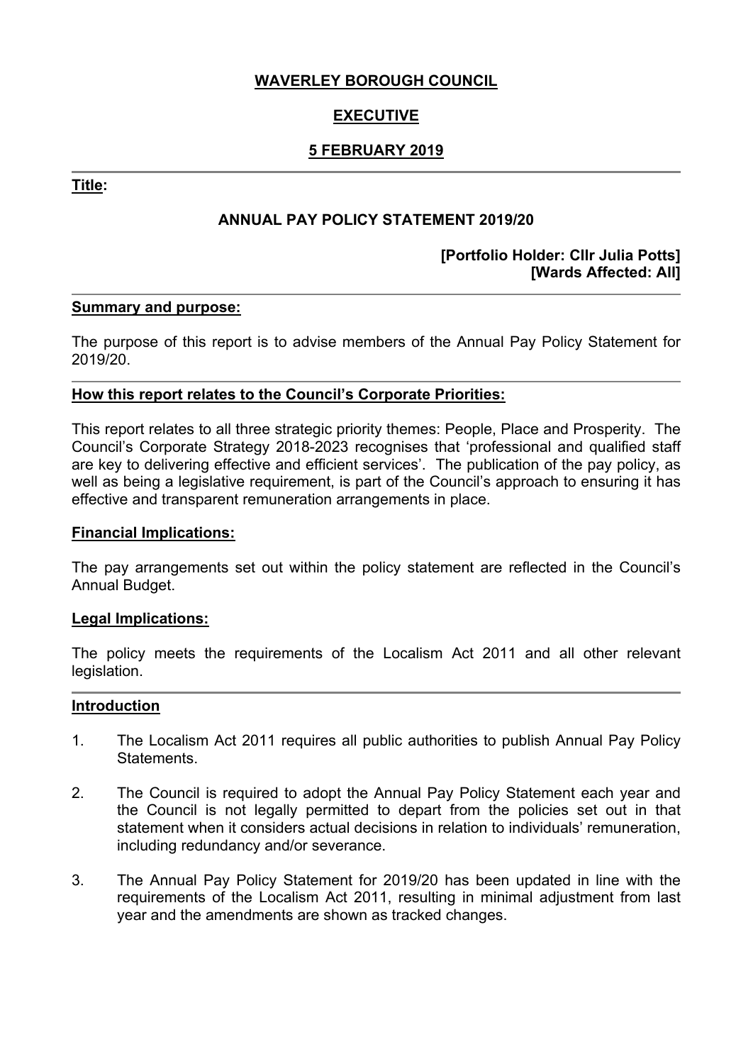**WAVERLEY BOROUGH COUNCIL**

**EXECUTIVE**

**5 FEBRUARY 2019**

---

**Title:**

**ANNUAL PAY POLICY STATEMENT 2019/20**

**[Portfolio Holder: Cllr Julia Potts]**
**[Wards Affected: All]**

---

**Summary and purpose:**

The purpose of this report is to advise members of the Annual Pay Policy Statement for 2019/20.

---

**How this report relates to the Council's Corporate Priorities:**

This report relates to all three strategic priority themes: People, Place and Prosperity. The Council's Corporate Strategy 2018-2023 recognises that 'professional and qualified staff are key to delivering effective and efficient services'. The publication of the pay policy, as well as being a legislative requirement, is part of the Council's approach to ensuring it has effective and transparent remuneration arrangements in place.

**Financial Implications:**

The pay arrangements set out within the policy statement are reflected in the Council's Annual Budget.

**Legal Implications:**

The policy meets the requirements of the Localism Act 2011 and all other relevant legislation.

---

**Introduction**

1. The Localism Act 2011 requires all public authorities to publish Annual Pay Policy Statements.

2. The Council is required to adopt the Annual Pay Policy Statement each year and the Council is not legally permitted to depart from the policies set out in that statement when it considers actual decisions in relation to individuals' remuneration, including redundancy and/or severance.

3. The Annual Pay Policy Statement for 2019/20 has been updated in line with the requirements of the Localism Act 2011, resulting in minimal adjustment from last year and the amendments are shown as tracked changes.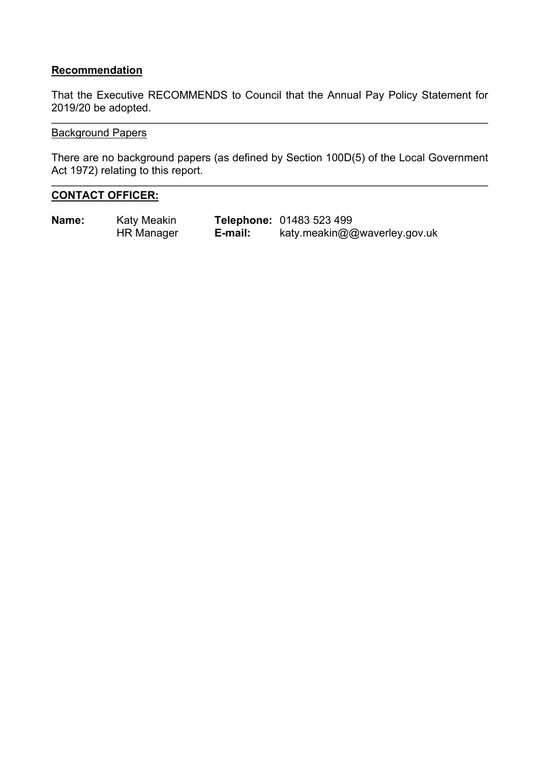**Recommendation**

That the Executive RECOMMENDS to Council that the Annual Pay Policy Statement for 2019/20 be adopted.

---

Background Papers

There are no background papers (as defined by Section 100D(5) of the Local Government Act 1972) relating to this report.

---

**CONTACT OFFICER:**

| | | | |
|---|---|---|---|
| **Name:** | Katy Meakin | **Telephone:** | 01483 523 499 |
| | HR Manager | **E-mail:** | katy.meakin@@waverley.gov.uk |